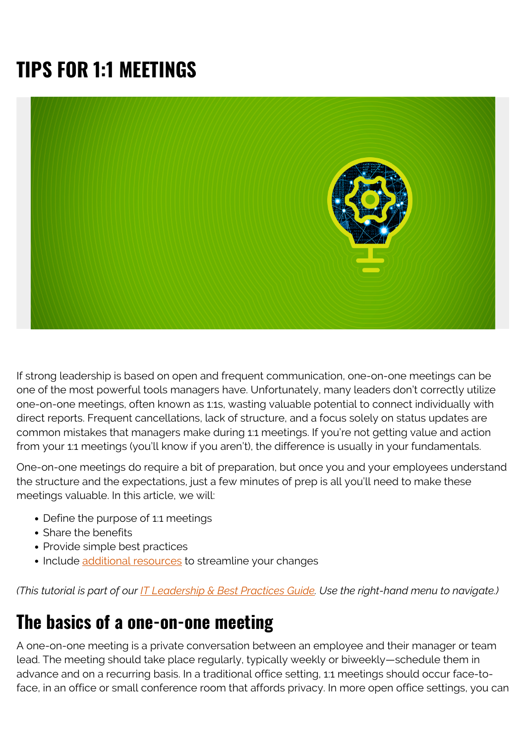# TIPS FOR 1:1 MEETINGS

If strong leadership is based on open and frequent communication, one-on-one meetings can be one of the most powerful tools managers have. Unfortunately, many leaders don't correctly utilize one-on-one meetings, often known as 1:1s, wasting valuable potential to connect individually with direct reports. Frequent cancellations, lack of structure, and a focus solely on status updates are common mistakes that managers make during 1:1 meetings. If you're not getting value and action from your 1:1 meetings (you'll know if you aren't), the difference is usually in your fundamentals.

One-on-one meetings do require a bit of preparation, but once you and your employees understand the structure and the expectations, just a few minutes of prep is all you'll need to make these meetings valuable. In this article, we will:

- Define the purpose of 1:1 meetings
- Share the benefits
- Provide simple best practices
- Include additional resources to streamline your changes

*(This tutorial is part of our IT Leadership & Best Practices Guide. Use the right-hand menu to navigate.)*

## The basics of a one-on-one meeting

A one-on-one meeting is a private conversation between an employee and their manager or team lead. The meeting should take place regularly, typically weekly or biweekly—schedule them in advance and on a recurring basis. In a traditional office setting, 1:1 meetings should occur face-to-face, in an office or small conference room that affords privacy. In more open office settings, you can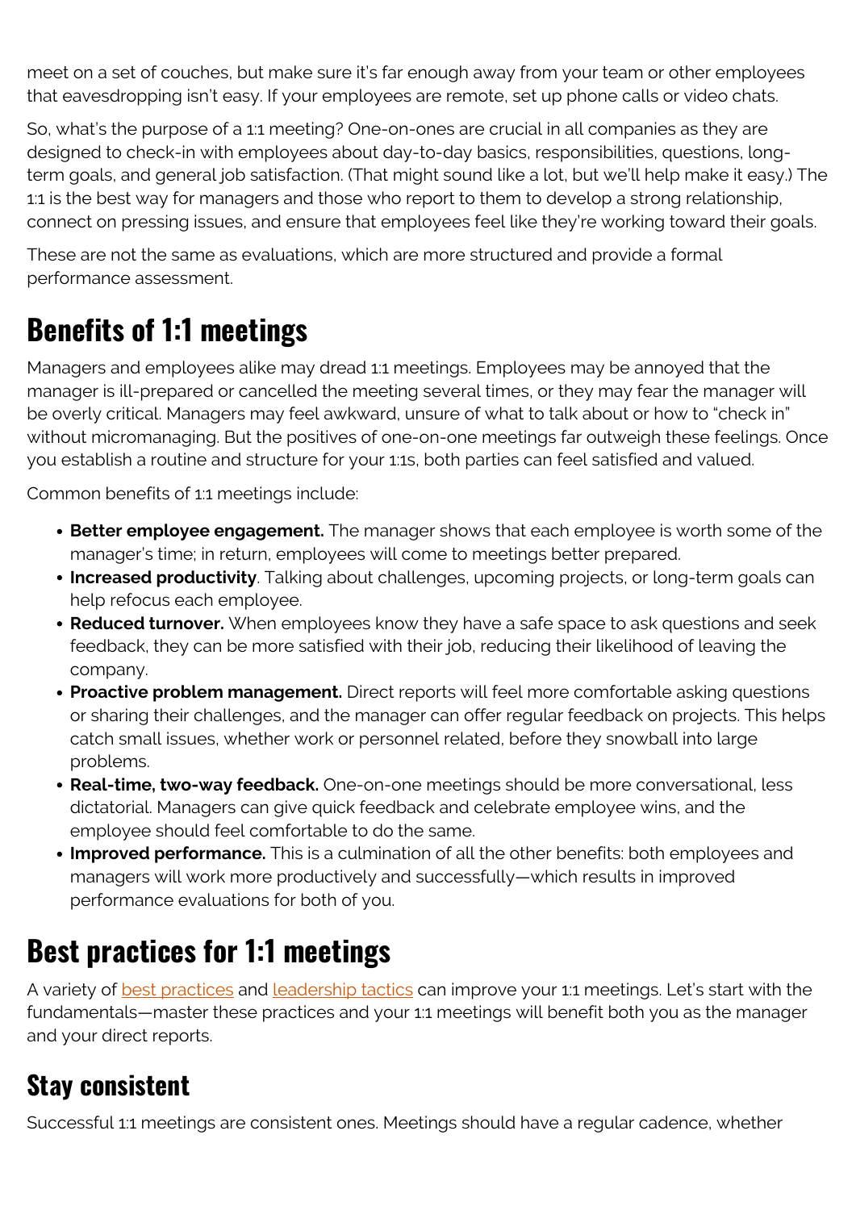meet on a set of couches, but make sure it's far enough away from your team or other employees that eavesdropping isn't easy. If your employees are remote, set up phone calls or video chats.

So, what's the purpose of a 1:1 meeting? One-on-ones are crucial in all companies as they are designed to check-in with employees about day-to-day basics, responsibilities, questions, long-term goals, and general job satisfaction. (That might sound like a lot, but we'll help make it easy.) The 1:1 is the best way for managers and those who report to them to develop a strong relationship, connect on pressing issues, and ensure that employees feel like they're working toward their goals.

These are not the same as evaluations, which are more structured and provide a formal performance assessment.

# Benefits of 1:1 meetings

Managers and employees alike may dread 1:1 meetings. Employees may be annoyed that the manager is ill-prepared or cancelled the meeting several times, or they may fear the manager will be overly critical. Managers may feel awkward, unsure of what to talk about or how to "check in" without micromanaging. But the positives of one-on-one meetings far outweigh these feelings. Once you establish a routine and structure for your 1:1s, both parties can feel satisfied and valued.

Common benefits of 1:1 meetings include:

- **Better employee engagement.** The manager shows that each employee is worth some of the manager's time; in return, employees will come to meetings better prepared.
- **Increased productivity**. Talking about challenges, upcoming projects, or long-term goals can help refocus each employee.
- **Reduced turnover.** When employees know they have a safe space to ask questions and seek feedback, they can be more satisfied with their job, reducing their likelihood of leaving the company.
- **Proactive problem management.** Direct reports will feel more comfortable asking questions or sharing their challenges, and the manager can offer regular feedback on projects. This helps catch small issues, whether work or personnel related, before they snowball into large problems.
- **Real-time, two-way feedback.** One-on-one meetings should be more conversational, less dictatorial. Managers can give quick feedback and celebrate employee wins, and the employee should feel comfortable to do the same.
- **Improved performance.** This is a culmination of all the other benefits: both employees and managers will work more productively and successfully—which results in improved performance evaluations for both of you.

# Best practices for 1:1 meetings

A variety of [best practices]() and [leadership tactics]() can improve your 1:1 meetings. Let's start with the fundamentals—master these practices and your 1:1 meetings will benefit both you as the manager and your direct reports.

## Stay consistent

Successful 1:1 meetings are consistent ones. Meetings should have a regular cadence, whether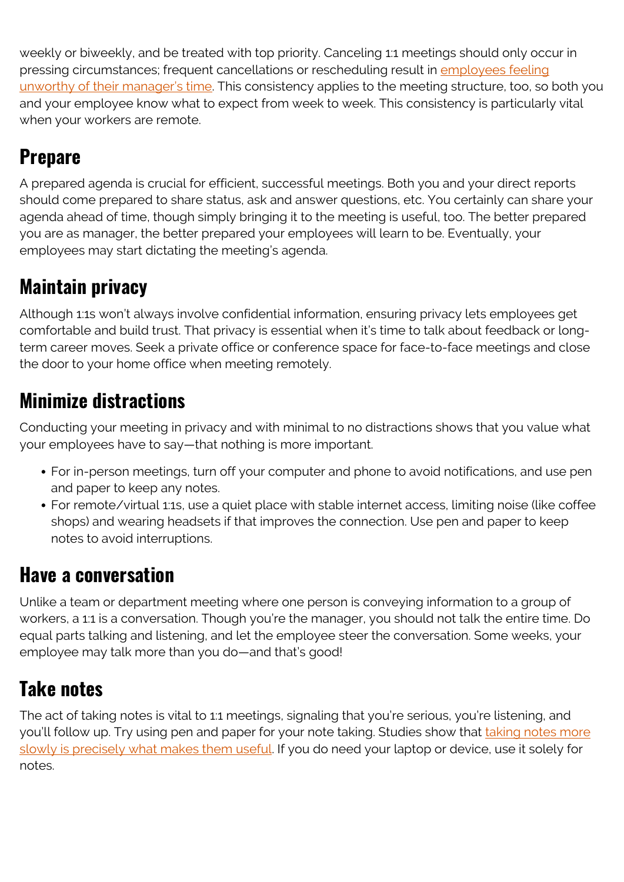weekly or biweekly, and be treated with top priority. Canceling 1:1 meetings should only occur in pressing circumstances; frequent cancellations or rescheduling result in employees feeling unworthy of their manager's time. This consistency applies to the meeting structure, too, so both you and your employee know what to expect from week to week. This consistency is particularly vital when your workers are remote.

## Prepare

A prepared agenda is crucial for efficient, successful meetings. Both you and your direct reports should come prepared to share status, ask and answer questions, etc. You certainly can share your agenda ahead of time, though simply bringing it to the meeting is useful, too. The better prepared you are as manager, the better prepared your employees will learn to be. Eventually, your employees may start dictating the meeting's agenda.

## Maintain privacy

Although 1:1s won't always involve confidential information, ensuring privacy lets employees get comfortable and build trust. That privacy is essential when it's time to talk about feedback or long-term career moves. Seek a private office or conference space for face-to-face meetings and close the door to your home office when meeting remotely.

## Minimize distractions

Conducting your meeting in privacy and with minimal to no distractions shows that you value what your employees have to say—that nothing is more important.

- For in-person meetings, turn off your computer and phone to avoid notifications, and use pen and paper to keep any notes.
- For remote/virtual 1:1s, use a quiet place with stable internet access, limiting noise (like coffee shops) and wearing headsets if that improves the connection. Use pen and paper to keep notes to avoid interruptions.

## Have a conversation

Unlike a team or department meeting where one person is conveying information to a group of workers, a 1:1 is a conversation. Though you're the manager, you should not talk the entire time. Do equal parts talking and listening, and let the employee steer the conversation. Some weeks, your employee may talk more than you do—and that's good!

## Take notes

The act of taking notes is vital to 1:1 meetings, signaling that you're serious, you're listening, and you'll follow up. Try using pen and paper for your note taking. Studies show that taking notes more slowly is precisely what makes them useful. If you do need your laptop or device, use it solely for notes.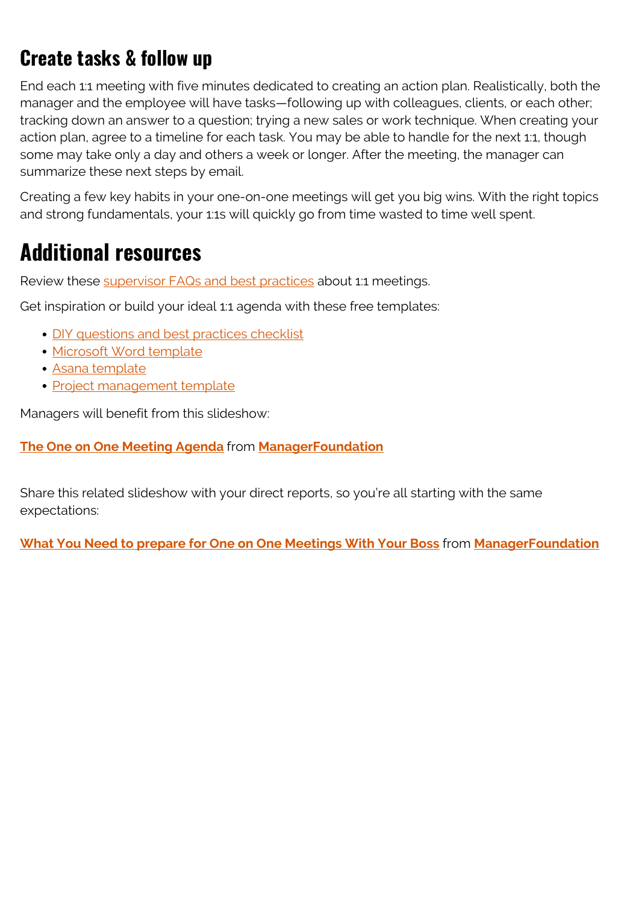## Create tasks & follow up

End each 1:1 meeting with five minutes dedicated to creating an action plan. Realistically, both the manager and the employee will have tasks—following up with colleagues, clients, or each other; tracking down an answer to a question; trying a new sales or work technique. When creating your action plan, agree to a timeline for each task. You may be able to handle for the next 1:1, though some may take only a day and others a week or longer. After the meeting, the manager can summarize these next steps by email.

Creating a few key habits in your one-on-one meetings will get you big wins. With the right topics and strong fundamentals, your 1:1s will quickly go from time wasted to time well spent.

## Additional resources

Review these supervisor FAQs and best practices about 1:1 meetings.

Get inspiration or build your ideal 1:1 agenda with these free templates:

- DIY questions and best practices checklist
- Microsoft Word template
- Asana template
- Project management template

Managers will benefit from this slideshow:

**The One on One Meeting Agenda** from **ManagerFoundation**

Share this related slideshow with your direct reports, so you're all starting with the same expectations:

**What You Need to prepare for One on One Meetings With Your Boss** from **ManagerFoundation**